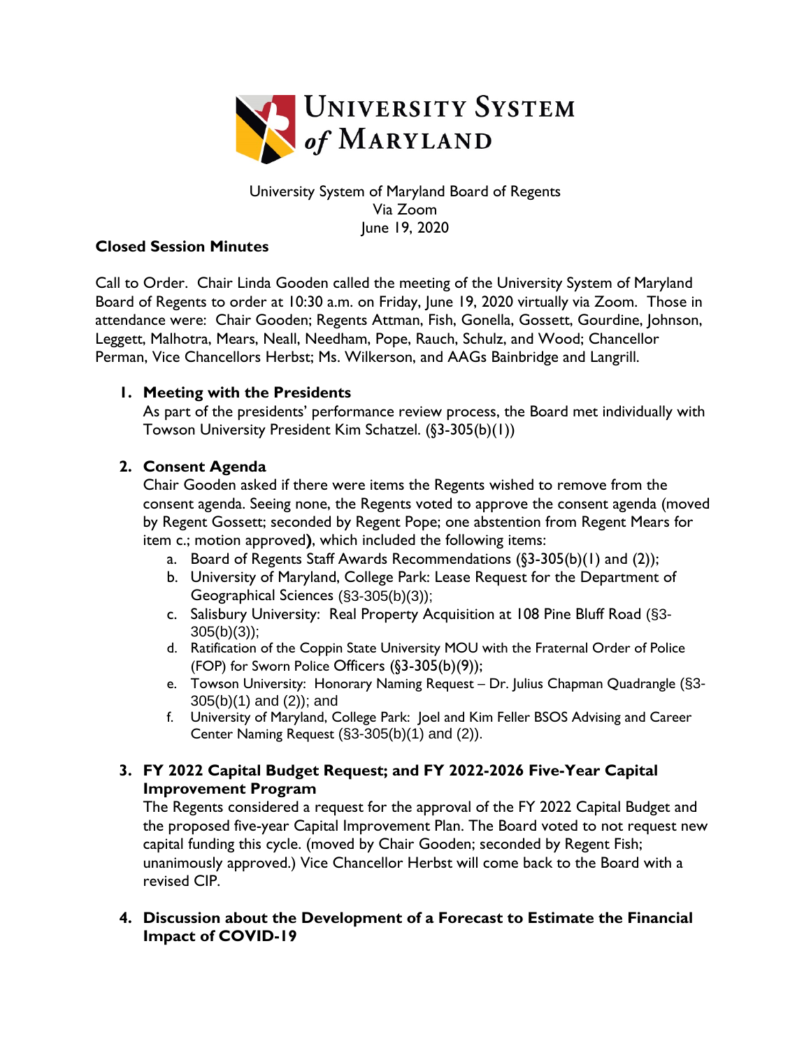University System of Maryland Board of Regents
Via Zoom
June 19, 2020

**Closed Session Minutes**

Call to Order. Chair Linda Gooden called the meeting of the University System of Maryland Board of Regents to order at 10:30 a.m. on Friday, June 19, 2020 virtually via Zoom. Those in attendance were: Chair Gooden; Regents Attman, Fish, Gonella, Gossett, Gourdine, Johnson, Leggett, Malhotra, Mears, Neall, Needham, Pope, Rauch, Schulz, and Wood; Chancellor Perman, Vice Chancellors Herbst; Ms. Wilkerson, and AAGs Bainbridge and Langrill.

1. **Meeting with the Presidents**
   As part of the presidents' performance review process, the Board met individually with Towson University President Kim Schatzel. (§3-305(b)(1))

2. **Consent Agenda**
   Chair Gooden asked if there were items the Regents wished to remove from the consent agenda. Seeing none, the Regents voted to approve the consent agenda (moved by Regent Gossett; seconded by Regent Pope; one abstention from Regent Mears for item c.; motion approved**)**, which included the following items:
   a. Board of Regents Staff Awards Recommendations (§3-305(b)(1) and (2));
   b. University of Maryland, College Park: Lease Request for the Department of Geographical Sciences (§3-305(b)(3));
   c. Salisbury University: Real Property Acquisition at 108 Pine Bluff Road (§3-305(b)(3));
   d. Ratification of the Coppin State University MOU with the Fraternal Order of Police (FOP) for Sworn Police Officers (§3-305(b)(9));
   e. Towson University: Honorary Naming Request – Dr. Julius Chapman Quadrangle (§3-305(b)(1) and (2)); and
   f. University of Maryland, College Park: Joel and Kim Feller BSOS Advising and Career Center Naming Request (§3-305(b)(1) and (2)).

3. **FY 2022 Capital Budget Request; and FY 2022-2026 Five-Year Capital Improvement Program**
   The Regents considered a request for the approval of the FY 2022 Capital Budget and the proposed five-year Capital Improvement Plan. The Board voted to not request new capital funding this cycle. (moved by Chair Gooden; seconded by Regent Fish; unanimously approved.) Vice Chancellor Herbst will come back to the Board with a revised CIP.

4. **Discussion about the Development of a Forecast to Estimate the Financial Impact of COVID-19**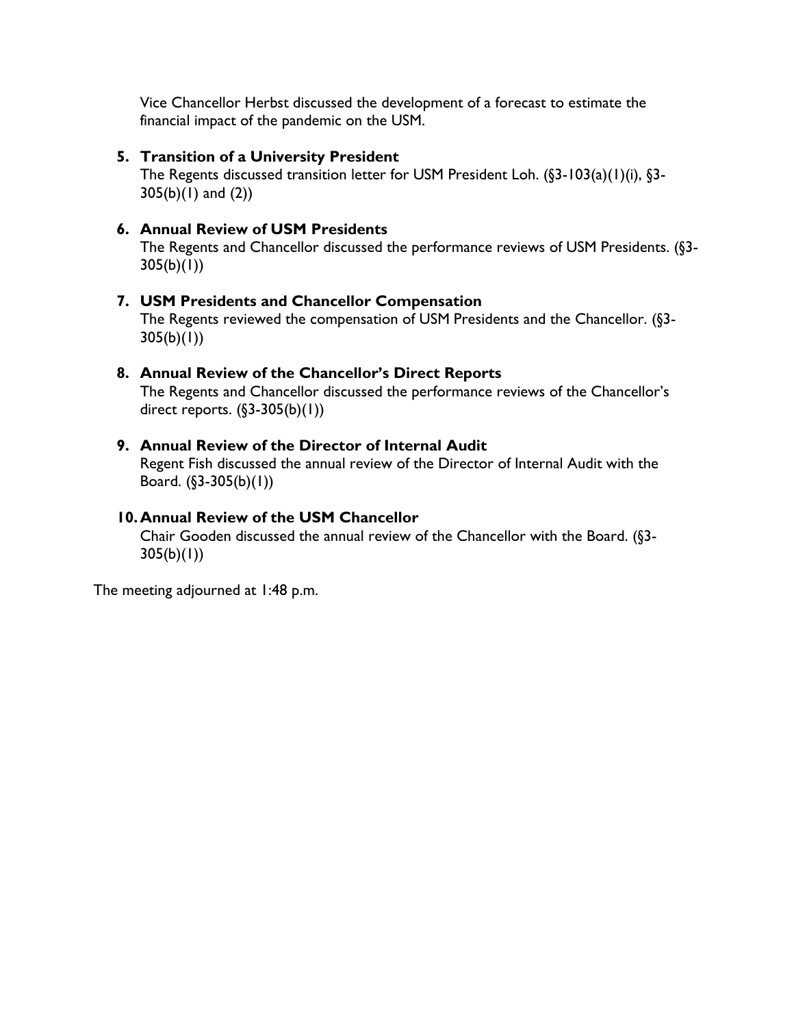Vice Chancellor Herbst discussed the development of a forecast to estimate the financial impact of the pandemic on the USM.

5. **Transition of a University President**
   The Regents discussed transition letter for USM President Loh. (§3-103(a)(1)(i), §3-305(b)(1) and (2))

6. **Annual Review of USM Presidents**
   The Regents and Chancellor discussed the performance reviews of USM Presidents. (§3-305(b)(1))

7. **USM Presidents and Chancellor Compensation**
   The Regents reviewed the compensation of USM Presidents and the Chancellor. (§3-305(b)(1))

8. **Annual Review of the Chancellor's Direct Reports**
   The Regents and Chancellor discussed the performance reviews of the Chancellor's direct reports. (§3-305(b)(1))

9. **Annual Review of the Director of Internal Audit**
   Regent Fish discussed the annual review of the Director of Internal Audit with the Board. (§3-305(b)(1))

10. **Annual Review of the USM Chancellor**
    Chair Gooden discussed the annual review of the Chancellor with the Board. (§3-305(b)(1))

The meeting adjourned at 1:48 p.m.